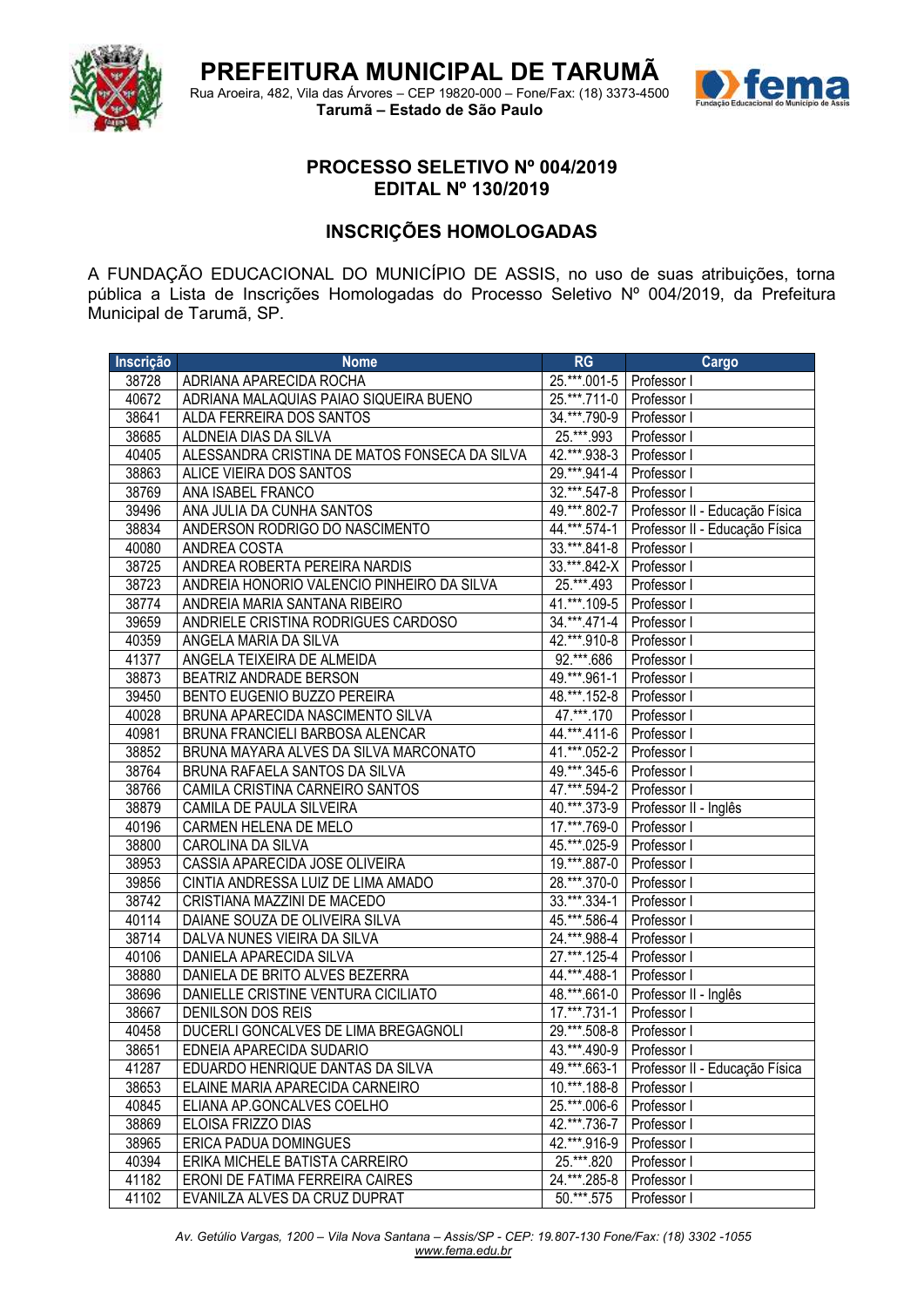# PREFEITURA MUNICIPAL DE TARUMÃ

Rua Aroeira, 482, Vila das Árvores – CEP 19820-000 – Fone/Fax: (18) 3373-4500
**Tarumã – Estado de São Paulo**

## PROCESSO SELETIVO Nº 004/2019
## EDITAL Nº 130/2019

## INSCRIÇÕES HOMOLOGADAS

A FUNDAÇÃO EDUCACIONAL DO MUNICÍPIO DE ASSIS, no uso de suas atribuições, torna pública a Lista de Inscrições Homologadas do Processo Seletivo Nº 004/2019, da Prefeitura Municipal de Tarumã, SP.

| Inscrição | Nome | RG | Cargo |
|---|---|---|---|
| 38728 | ADRIANA APARECIDA ROCHA | 25.***.001-5 | Professor I |
| 40672 | ADRIANA MALAQUIAS PAIAO SIQUEIRA BUENO | 25.***.711-0 | Professor I |
| 38641 | ALDA FERREIRA DOS SANTOS | 34.***.790-9 | Professor I |
| 38685 | ALDNEIA DIAS DA SILVA | 25.***.993 | Professor I |
| 40405 | ALESSANDRA CRISTINA DE MATOS FONSECA DA SILVA | 42.***.938-3 | Professor I |
| 38863 | ALICE VIEIRA DOS SANTOS | 29.***.941-4 | Professor I |
| 38769 | ANA ISABEL FRANCO | 32.***.547-8 | Professor I |
| 39496 | ANA JULIA DA CUNHA SANTOS | 49.***.802-7 | Professor II - Educação Física |
| 38834 | ANDERSON RODRIGO DO NASCIMENTO | 44.***.574-1 | Professor II - Educação Física |
| 40080 | ANDREA COSTA | 33.***.841-8 | Professor I |
| 38725 | ANDREA ROBERTA PEREIRA NARDIS | 33.***.842-X | Professor I |
| 38723 | ANDREIA HONORIO VALENCIO PINHEIRO DA SILVA | 25.***.493 | Professor I |
| 38774 | ANDREIA MARIA SANTANA RIBEIRO | 41.***.109-5 | Professor I |
| 39659 | ANDRIELE CRISTINA RODRIGUES CARDOSO | 34.***.471-4 | Professor I |
| 40359 | ANGELA MARIA DA SILVA | 42.***.910-8 | Professor I |
| 41377 | ANGELA TEIXEIRA DE ALMEIDA | 92.***.686 | Professor I |
| 38873 | BEATRIZ ANDRADE BERSON | 49.***.961-1 | Professor I |
| 39450 | BENTO EUGENIO BUZZO PEREIRA | 48.***.152-8 | Professor I |
| 40028 | BRUNA APARECIDA NASCIMENTO SILVA | 47.***.170 | Professor I |
| 40981 | BRUNA FRANCIELI BARBOSA ALENCAR | 44.***.411-6 | Professor I |
| 38852 | BRUNA MAYARA ALVES DA SILVA MARCONATO | 41.***.052-2 | Professor I |
| 38764 | BRUNA RAFAELA SANTOS DA SILVA | 49.***.345-6 | Professor I |
| 38766 | CAMILA CRISTINA CARNEIRO SANTOS | 47.***.594-2 | Professor I |
| 38879 | CAMILA DE PAULA SILVEIRA | 40.***.373-9 | Professor II - Inglês |
| 40196 | CARMEN HELENA DE MELO | 17.***.769-0 | Professor I |
| 38800 | CAROLINA DA SILVA | 45.***.025-9 | Professor I |
| 38953 | CASSIA APARECIDA JOSE OLIVEIRA | 19.***.887-0 | Professor I |
| 39856 | CINTIA ANDRESSA LUIZ DE LIMA AMADO | 28.***.370-0 | Professor I |
| 38742 | CRISTIANA MAZZINI DE MACEDO | 33.***.334-1 | Professor I |
| 40114 | DAIANE SOUZA DE OLIVEIRA SILVA | 45.***.586-4 | Professor I |
| 38714 | DALVA NUNES VIEIRA DA SILVA | 24.***.988-4 | Professor I |
| 40106 | DANIELA APARECIDA SILVA | 27.***.125-4 | Professor I |
| 38880 | DANIELA DE BRITO ALVES BEZERRA | 44.***.488-1 | Professor I |
| 38696 | DANIELLE CRISTINE VENTURA CICILIATO | 48.***.661-0 | Professor II - Inglês |
| 38667 | DENILSON DOS REIS | 17.***.731-1 | Professor I |
| 40458 | DUCERLI GONCALVES DE LIMA BREGAGNOLI | 29.***.508-8 | Professor I |
| 38651 | EDNEIA APARECIDA SUDARIO | 43.***.490-9 | Professor I |
| 41287 | EDUARDO HENRIQUE DANTAS DA SILVA | 49.***.663-1 | Professor II - Educação Física |
| 38653 | ELAINE MARIA APARECIDA CARNEIRO | 10.***.188-8 | Professor I |
| 40845 | ELIANA AP.GONCALVES COELHO | 25.***.006-6 | Professor I |
| 38869 | ELOISA FRIZZO DIAS | 42.***.736-7 | Professor I |
| 38965 | ERICA PADUA DOMINGUES | 42.***.916-9 | Professor I |
| 40394 | ERIKA MICHELE BATISTA CARREIRO | 25.***.820 | Professor I |
| 41182 | ERONI DE FATIMA FERREIRA CAIRES | 24.***.285-8 | Professor I |
| 41102 | EVANILZA ALVES DA CRUZ DUPRAT | 50.***.575 | Professor I |

*Av. Getúlio Vargas, 1200 – Vila Nova Santana – Assis/SP - CEP: 19.807-130 Fone/Fax: (18) 3302 -1055*
*www.fema.edu.br*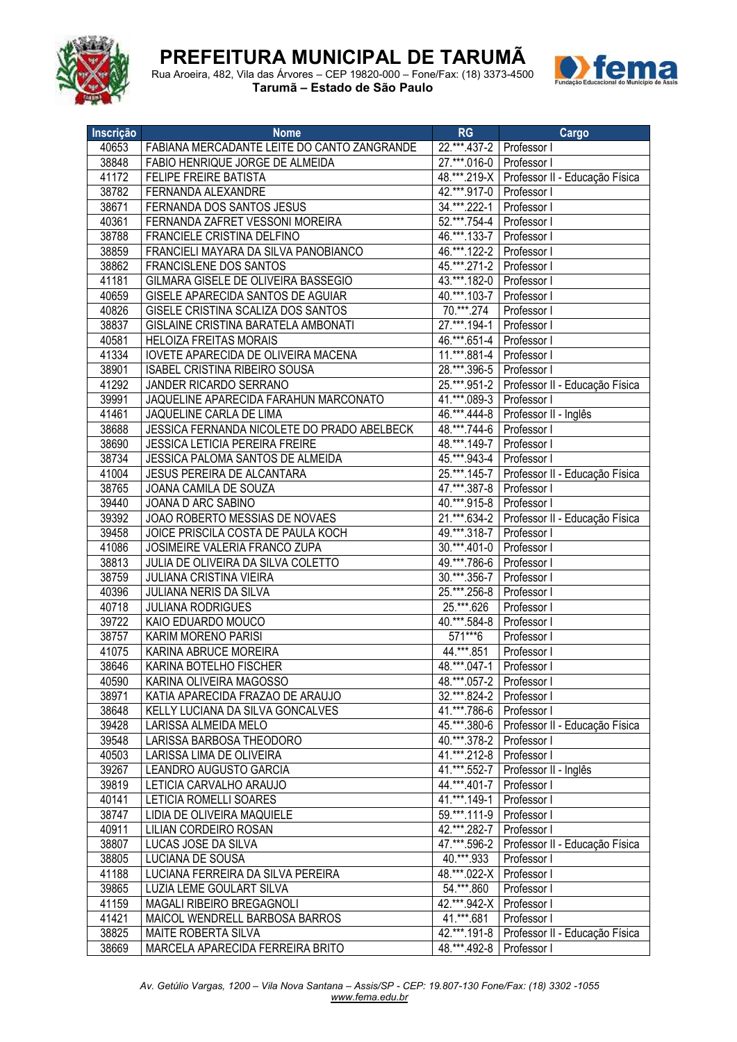| Inscrição | Nome | RG | Cargo |
|---|---|---|---|
| 40653 | FABIANA MERCADANTE LEITE DO CANTO ZANGRANDE | 22.***.437-2 | Professor I |
| 38848 | FABIO HENRIQUE JORGE DE ALMEIDA | 27.***.016-0 | Professor I |
| 41172 | FELIPE FREIRE BATISTA | 48.***.219-X | Professor II - Educação Física |
| 38782 | FERNANDA ALEXANDRE | 42.***.917-0 | Professor I |
| 38671 | FERNANDA DOS SANTOS JESUS | 34.***.222-1 | Professor I |
| 40361 | FERNANDA ZAFRET VESSONI MOREIRA | 52.***.754-4 | Professor I |
| 38788 | FRANCIELE CRISTINA DELFINO | 46.***.133-7 | Professor I |
| 38859 | FRANCIELI MAYARA DA SILVA PANOBIANCO | 46.***.122-2 | Professor I |
| 38862 | FRANCISLENE DOS SANTOS | 45.***.271-2 | Professor I |
| 41181 | GILMARA GISELE DE OLIVEIRA BASSEGIO | 43.***.182-0 | Professor I |
| 40659 | GISELE APARECIDA SANTOS DE AGUIAR | 40.***.103-7 | Professor I |
| 40826 | GISELE CRISTINA SCALIZA DOS SANTOS | 70.***.274 | Professor I |
| 38837 | GISLAINE CRISTINA BARATELA AMBONATI | 27.***.194-1 | Professor I |
| 40581 | HELOIZA FREITAS MORAIS | 46.***.651-4 | Professor I |
| 41334 | IOVETE APARECIDA DE OLIVEIRA MACENA | 11.***.881-4 | Professor I |
| 38901 | ISABEL CRISTINA RIBEIRO SOUSA | 28.***.396-5 | Professor I |
| 41292 | JANDER RICARDO SERRANO | 25.***.951-2 | Professor II - Educação Física |
| 39991 | JAQUELINE APARECIDA FARAHUN MARCONATO | 41.***.089-3 | Professor I |
| 41461 | JAQUELINE CARLA DE LIMA | 46.***.444-8 | Professor II - Inglês |
| 38688 | JESSICA FERNANDA NICOLETE DO PRADO ABELBECK | 48.***.744-6 | Professor I |
| 38690 | JESSICA LETICIA PEREIRA FREIRE | 48.***.149-7 | Professor I |
| 38734 | JESSICA PALOMA SANTOS DE ALMEIDA | 45.***.943-4 | Professor I |
| 41004 | JESUS PEREIRA DE ALCANTARA | 25.***.145-7 | Professor II - Educação Física |
| 38765 | JOANA CAMILA DE SOUZA | 47.***.387-8 | Professor I |
| 39440 | JOANA D ARC SABINO | 40.***.915-8 | Professor I |
| 39392 | JOAO ROBERTO MESSIAS DE NOVAES | 21.***.634-2 | Professor II - Educação Física |
| 39458 | JOICE PRISCILA COSTA DE PAULA KOCH | 49.***.318-7 | Professor I |
| 41086 | JOSIMEIRE VALERIA FRANCO ZUPA | 30.***.401-0 | Professor I |
| 38813 | JULIA DE OLIVEIRA DA SILVA COLETTO | 49.***.786-6 | Professor I |
| 38759 | JULIANA CRISTINA VIEIRA | 30.***.356-7 | Professor I |
| 40396 | JULIANA NERIS DA SILVA | 25.***.256-8 | Professor I |
| 40718 | JULIANA RODRIGUES | 25.***.626 | Professor I |
| 39722 | KAIO EDUARDO MOUCO | 40.***.584-8 | Professor I |
| 38757 | KARIM MORENO PARISI | 571***6 | Professor I |
| 41075 | KARINA ABRUCE MOREIRA | 44.***.851 | Professor I |
| 38646 | KARINA BOTELHO FISCHER | 48.***.047-1 | Professor I |
| 40590 | KARINA OLIVEIRA MAGOSSO | 48.***.057-2 | Professor I |
| 38971 | KATIA APARECIDA FRAZAO DE ARAUJO | 32.***.824-2 | Professor I |
| 38648 | KELLY LUCIANA DA SILVA GONCALVES | 41.***.786-6 | Professor I |
| 39428 | LARISSA ALMEIDA MELO | 45.***.380-6 | Professor II - Educação Física |
| 39548 | LARISSA BARBOSA THEODORO | 40.***.378-2 | Professor I |
| 40503 | LARISSA LIMA DE OLIVEIRA | 41.***.212-8 | Professor I |
| 39267 | LEANDRO AUGUSTO GARCIA | 41.***.552-7 | Professor II - Inglês |
| 39819 | LETICIA CARVALHO ARAUJO | 44.***.401-7 | Professor I |
| 40141 | LETICIA ROMELLI SOARES | 41.***.149-1 | Professor I |
| 38747 | LIDIA DE OLIVEIRA MAQUIELE | 59.***.111-9 | Professor I |
| 40911 | LILIAN CORDEIRO ROSAN | 42.***.282-7 | Professor I |
| 38807 | LUCAS JOSE DA SILVA | 47.***.596-2 | Professor II - Educação Física |
| 38805 | LUCIANA DE SOUSA | 40.***.933 | Professor I |
| 41188 | LUCIANA FERREIRA DA SILVA PEREIRA | 48.***.022-X | Professor I |
| 39865 | LUZIA LEME GOULART SILVA | 54.***.860 | Professor I |
| 41159 | MAGALI RIBEIRO BREGAGNOLI | 42.***.942-X | Professor I |
| 41421 | MAICOL WENDRELL BARBOSA BARROS | 41.***.681 | Professor I |
| 38825 | MAITE ROBERTA SILVA | 42.***.191-8 | Professor II - Educação Física |
| 38669 | MARCELA APARECIDA FERREIRA BRITO | 48.***.492-8 | Professor I |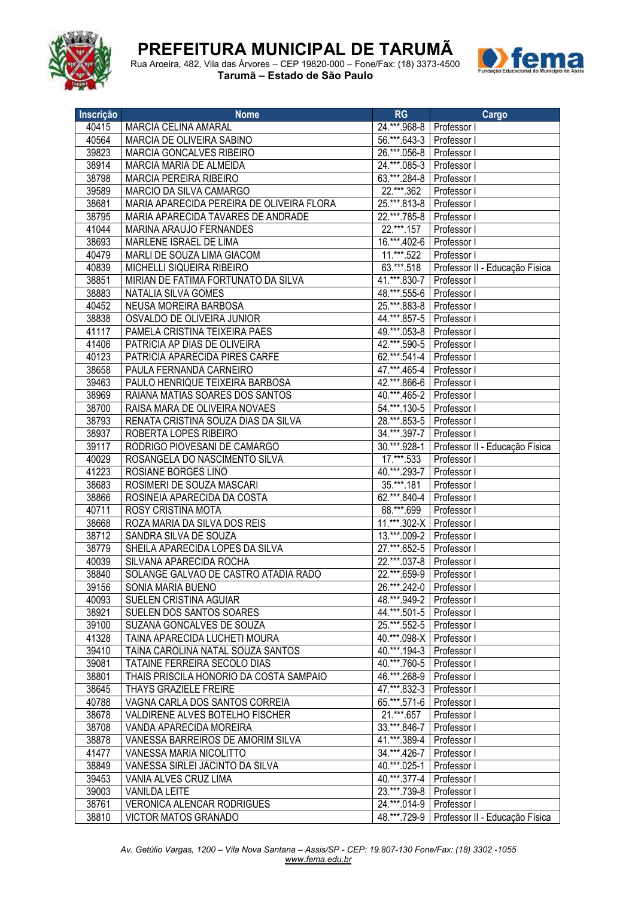# PREFEITURA MUNICIPAL DE TARUMÃ

Rua Aroeira, 482, Vila das Árvores – CEP 19820-000 – Fone/Fax: (18) 3373-4500
**Tarumã – Estado de São Paulo**

| Inscrição | Nome | RG | Cargo |
|---|---|---|---|
| 40415 | MARCIA CELINA AMARAL | 24.***.968-8 | Professor I |
| 40564 | MARCIA DE OLIVEIRA SABINO | 56.***.643-3 | Professor I |
| 39823 | MARCIA GONCALVES RIBEIRO | 26.***.056-8 | Professor I |
| 38914 | MARCIA MARIA DE ALMEIDA | 24.***.085-3 | Professor I |
| 38798 | MARCIA PEREIRA RIBEIRO | 63.***.284-8 | Professor I |
| 39589 | MARCIO DA SILVA CAMARGO | 22.***.362 | Professor I |
| 38681 | MARIA APARECIDA PEREIRA DE OLIVEIRA FLORA | 25.***.813-8 | Professor I |
| 38795 | MARIA APARECIDA TAVARES DE ANDRADE | 22.***.785-8 | Professor I |
| 41044 | MARINA ARAUJO FERNANDES | 22.***.157 | Professor I |
| 38693 | MARLENE ISRAEL DE LIMA | 16.***.402-6 | Professor I |
| 40479 | MARLI DE SOUZA LIMA GIACOM | 11.***.522 | Professor I |
| 40839 | MICHELLI SIQUEIRA RIBEIRO | 63.***.518 | Professor II - Educação Física |
| 38851 | MIRIAN DE FATIMA FORTUNATO DA SILVA | 41.***.830-7 | Professor I |
| 38883 | NATALIA SILVA GOMES | 48.***.555-6 | Professor I |
| 40452 | NEUSA MOREIRA BARBOSA | 25.***.883-8 | Professor I |
| 38838 | OSVALDO DE OLIVEIRA JUNIOR | 44.***.857-5 | Professor I |
| 41117 | PAMELA CRISTINA TEIXEIRA PAES | 49.***.053-8 | Professor I |
| 41406 | PATRICIA AP DIAS DE OLIVEIRA | 42.***.590-5 | Professor I |
| 40123 | PATRICIA APARECIDA PIRES CARFE | 62.***.541-4 | Professor I |
| 38658 | PAULA FERNANDA CARNEIRO | 47.***.465-4 | Professor I |
| 39463 | PAULO HENRIQUE TEIXEIRA BARBOSA | 42.***.866-6 | Professor I |
| 38969 | RAIANA MATIAS SOARES DOS SANTOS | 40.***.465-2 | Professor I |
| 38700 | RAISA MARA DE OLIVEIRA NOVAES | 54.***.130-5 | Professor I |
| 38793 | RENATA CRISTINA SOUZA DIAS DA SILVA | 28.***.853-5 | Professor I |
| 38937 | ROBERTA LOPES RIBEIRO | 34.***.397-7 | Professor I |
| 39117 | RODRIGO PIOVESANI DE CAMARGO | 30.***.928-1 | Professor II - Educação Física |
| 40029 | ROSANGELA DO NASCIMENTO SILVA | 17.***.533 | Professor I |
| 41223 | ROSIANE BORGES LINO | 40.***.293-7 | Professor I |
| 38683 | ROSIMERI DE SOUZA MASCARI | 35.***.181 | Professor I |
| 38866 | ROSINEIA APARECIDA DA COSTA | 62.***.840-4 | Professor I |
| 40711 | ROSY CRISTINA MOTA | 88.***.699 | Professor I |
| 38668 | ROZA MARIA DA SILVA DOS REIS | 11.***.302-X | Professor I |
| 38712 | SANDRA SILVA DE SOUZA | 13.***.009-2 | Professor I |
| 38779 | SHEILA APARECIDA LOPES DA SILVA | 27.***.652-5 | Professor I |
| 40039 | SILVANA APARECIDA ROCHA | 22.***.037-8 | Professor I |
| 38840 | SOLANGE GALVAO DE CASTRO ATADIA RADO | 22.***.659-9 | Professor I |
| 39156 | SONIA MARIA BUENO | 26.***.242-0 | Professor I |
| 40093 | SUELEN CRISTINA AGUIAR | 48.***.949-2 | Professor I |
| 38921 | SUELEN DOS SANTOS SOARES | 44.***.501-5 | Professor I |
| 39100 | SUZANA GONCALVES DE SOUZA | 25.***.552-5 | Professor I |
| 41328 | TAINA APARECIDA LUCHETI MOURA | 40.***.098-X | Professor I |
| 39410 | TAINA CAROLINA NATAL SOUZA SANTOS | 40.***.194-3 | Professor I |
| 39081 | TATAINE FERREIRA SECOLO DIAS | 40.***.760-5 | Professor I |
| 38801 | THAIS PRISCILA HONORIO DA COSTA SAMPAIO | 46.***.268-9 | Professor I |
| 38645 | THAYS GRAZIELE FREIRE | 47.***.832-3 | Professor I |
| 40788 | VAGNA CARLA DOS SANTOS CORREIA | 65.***.571-6 | Professor I |
| 38678 | VALDIRENE ALVES BOTELHO FISCHER | 21.***.657 | Professor I |
| 38708 | VANDA APARECIDA MOREIRA | 33.***.846-7 | Professor I |
| 38878 | VANESSA BARREIROS DE AMORIM SILVA | 41.***.389-4 | Professor I |
| 41477 | VANESSA MARIA NICOLITTO | 34.***.426-7 | Professor I |
| 38849 | VANESSA SIRLEI JACINTO DA SILVA | 40.***.025-1 | Professor I |
| 39453 | VANIA ALVES CRUZ LIMA | 40.***.377-4 | Professor I |
| 39003 | VANILDA LEITE | 23.***.739-8 | Professor I |
| 38761 | VERONICA ALENCAR RODRIGUES | 24.***.014-9 | Professor I |
| 38810 | VICTOR MATOS GRANADO | 48.***.729-9 | Professor II - Educação Física |

*Av. Getúlio Vargas, 1200 – Vila Nova Santana – Assis/SP - CEP: 19.807-130 Fone/Fax: (18) 3302 -1055*
*www.fema.edu.br*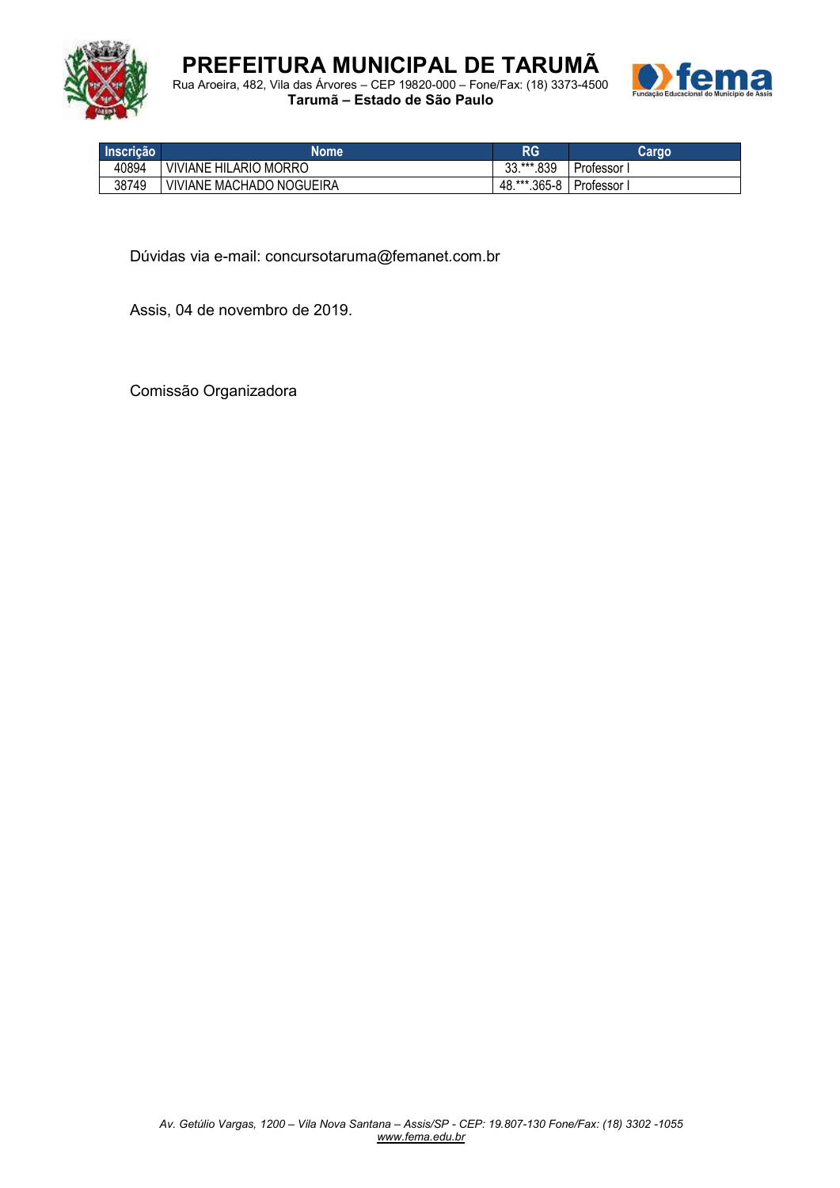| Inscrição | Nome | RG | Cargo |
|---|---|---|---|
| 40894 | VIVIANE HILARIO MORRO | 33.***.839 | Professor I |
| 38749 | VIVIANE MACHADO NOGUEIRA | 48.***.365-8 | Professor I |

Dúvidas via e-mail: concursotaruma@femanet.com.br

Assis, 04 de novembro de 2019.

Comissão Organizadora